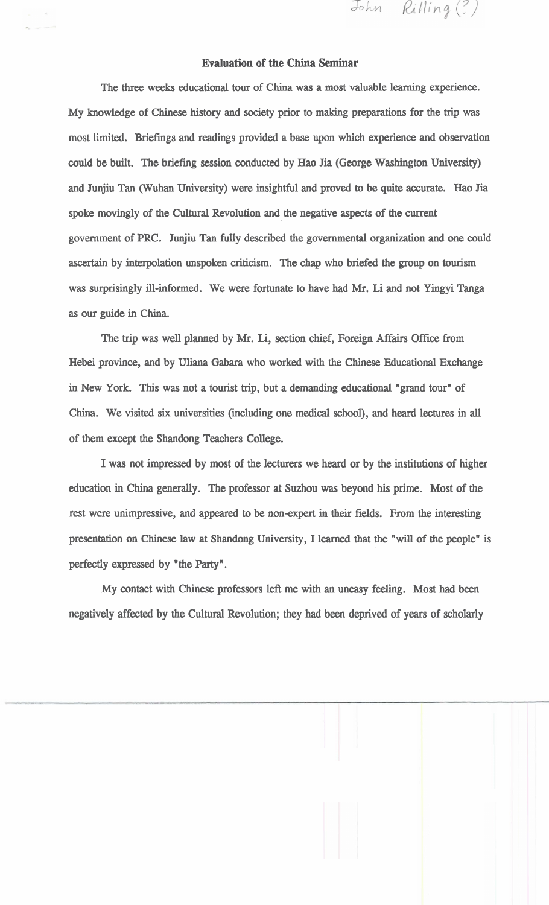John Rilling (?)

# Evaluation of the China Seminar

The three weeks educational tour of China was a most valuable learning experience. My knowledge of Chinese history and society prior to making preparations for the trip was most limited. Briefings and readings provided a base upon which experience and observation could be built. The briefing session conducted by Hao Jia (George Washington University) and Junjiu Tan (Wuhan University) were insightful and proved to be quite accurate. Hao Jia spoke movingly of the Cultural Revolution and the negative aspects of the current government of PRC. Junjiu Tan fully described the governmental organization and one could ascertain by interpolation unspoken criticism. The chap who briefed the group on tourism was surprisingly ill-informed. We were fortunate to have had Mr. Li and not Yingyi Tanga as our guide in China.

The trip was well planned by Mr. Li, section chief, Foreign Affairs Office from Hebei province, and by Uliana Gabara who worked with the Chinese Educational Exchange in New York. This was not a tourist trip, but a demanding educational "grand tour" of China. We visited six universities (including one medical school), and heard lectures in all of them except the Shandong Teachers College.

I was not impressed by most of the lecturers we heard or by the institutions of higher education in China generally. The professor at Suzhou was beyond his prime. Most of the rest were unimpressive, and appeared to be non-expert in their fields. From the interesting presentation on Chinese law at Shandong University, I learned that the "will of the people" is perfectly expressed by "the Party".

My contact with Chinese professors left me with an uneasy feeling. Most had been negatively affected by the Cultural Revolution; they had been deprived of years of scholarly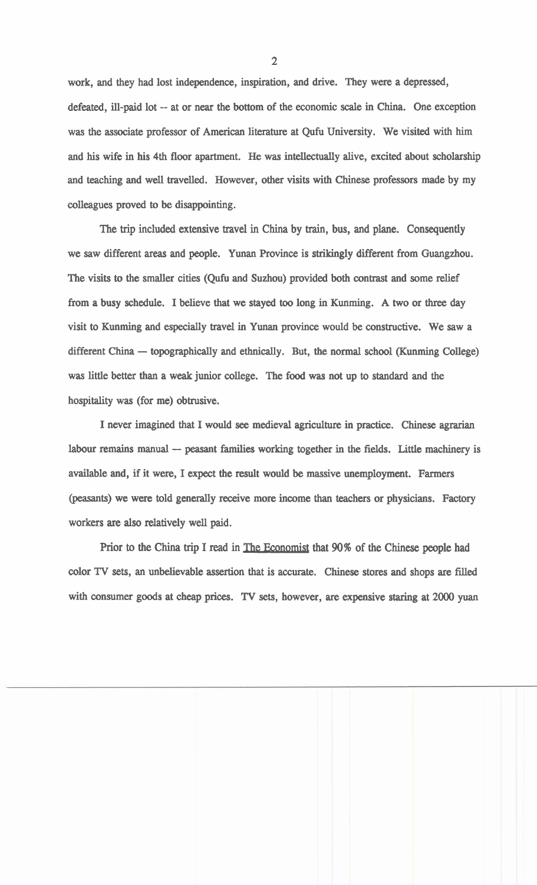work, and they had lost independence, inspiration, and drive. They were a depressed, defeated, ill-paid lot -- at or near the bottom of the economic scale in China. One exception was the associate professor of American literature at Qufu University. We visited with him and his wife in his 4th floor apartment. He was intellectually alive, excited about scholarship and teaching and well travelled. However, other visits with Chinese professors made by my colleagues proved to be disappointing.

The trip included extensive travel in China by train, bus, and plane. Consequently we saw different areas and people. Yunan Province is strikingly different from Guangzhou. The visits to the smaller cities (Qufu and Suzhou) provided both contrast and some relief from a busy schedule. I believe that we stayed too long in Kunming. A two or three day visit to Kunming and especially travel in Yunan province would be constructive. We saw a different China — topographically and ethnically. But, the normal school (Kunming College) was little better than a weak junior college. The food was not up to standard and the hospitality was (for me) obtrusive.

I never imagined that I would see medieval agriculture in practice. Chinese agrarian labour remains manual — peasant families working together in the fields. Little machinery is available and, if it were, I expect the result would be massive unemployment. Farmers (peasants) we were told generally receive more income than teachers or physicians. Factory workers are also relatively well paid.

Prior to the China trip I read in The Economist that 90% of the Chinese people had color TV sets, an unbelievable assertion that is accurate. Chinese stores and shops are filled with consumer goods at cheap prices. TV sets, however, are expensive staring at 2000 yuan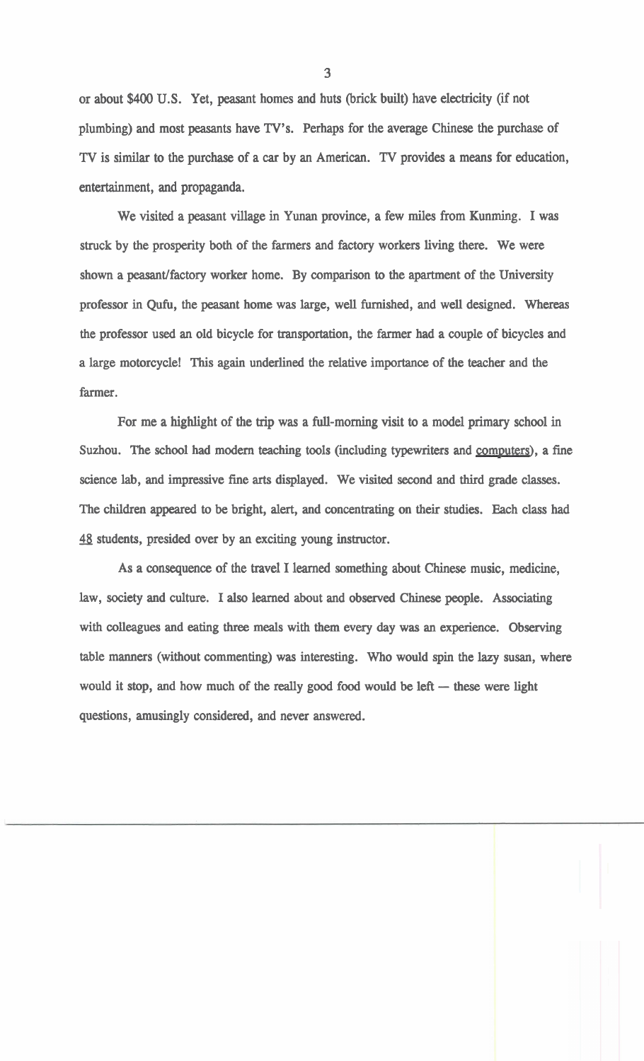or about $400 U.S. Yet, peasant homes and huts (brick built) have electricity (if not plumbing) and most peasants have TV's. Perhaps for the average Chinese the purchase of TV is similar to the purchase of a car by an American. TV provides a means for education, entertainment, and propaganda.

We visited a peasant village in Yunan province, a few miles from Kunming. I was struck by the prosperity both of the farmers and factory workers living there. We were shown a peasant/factory worker home. By comparison to the apartment of the University professor in Qufu, the peasant home was large, well furnished, and well designed. Whereas the professor used an old bicycle for transportation, the farmer had a couple of bicycles and a large motorcycle! This again underlined the relative importance of the teacher and the farmer.

For me a highlight of the trip was a full-morning visit to a model primary school in Suzhou. The school had modern teaching tools (including typewriters and <u>computers</u>), a fine science lab, and impressive fine arts displayed. We visited second and third grade classes. The children appeared to be bright, alert, and concentrating on their studies. Each class had <u>48</u> students, presided over by an exciting young instructor.

As a consequence of the travel I learned something about Chinese music, medicine, law, society and culture. I also learned about and observed Chinese people. Associating with colleagues and eating three meals with them every day was an experience. Observing table manners (without commenting) was interesting. Who would spin the lazy susan, where would it stop, and how much of the really good food would be left — these were light questions, amusingly considered, and never answered.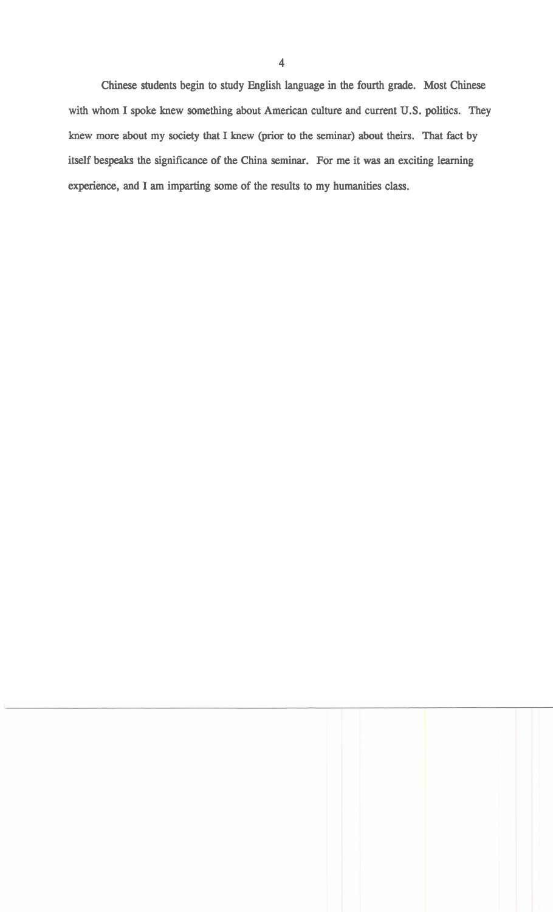Chinese students begin to study English language in the fourth grade. Most Chinese with whom I spoke knew something about American culture and current U.S. politics. They knew more about my society that I knew (prior to the seminar) about theirs. That fact by itself bespeaks the significance of the China seminar. For me it was an exciting learning experience, and I am imparting some of the results to my humanities class.